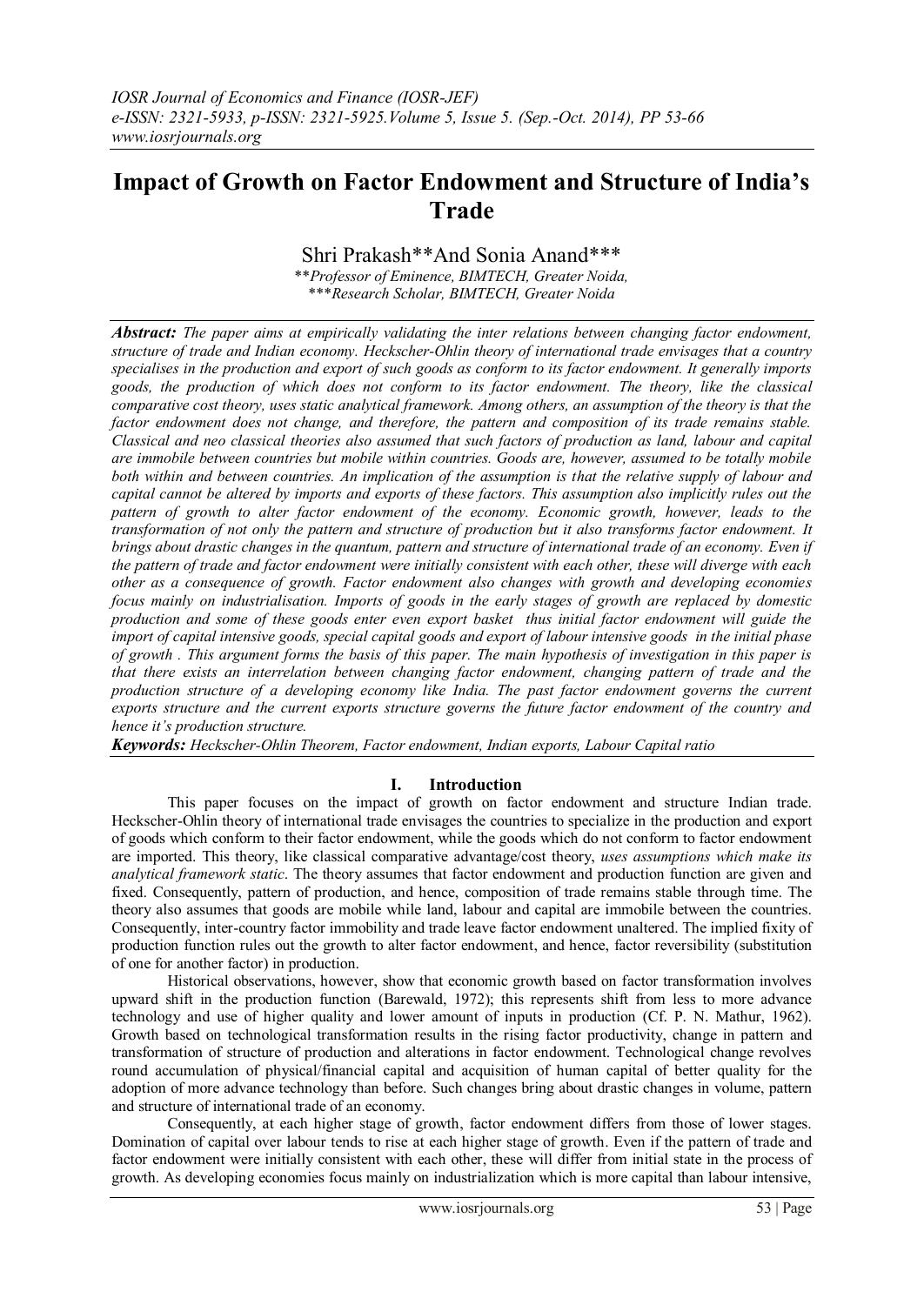# Impact of Growth on Factor Endowment and Structure of India's Trade

Shri Prakash**And Sonia Anand***

**Professor of Eminence, BIMTECH, Greater Noida,*
****Research Scholar, BIMTECH, Greater Noida*

***Abstract:*** *The paper aims at empirically validating the inter relations between changing factor endowment, structure of trade and Indian economy. Heckscher-Ohlin theory of international trade envisages that a country specialises in the production and export of such goods as conform to its factor endowment. It generally imports goods, the production of which does not conform to its factor endowment. The theory, like the classical comparative cost theory, uses static analytical framework. Among others, an assumption of the theory is that the factor endowment does not change, and therefore, the pattern and composition of its trade remains stable. Classical and neo classical theories also assumed that such factors of production as land, labour and capital are immobile between countries but mobile within countries. Goods are, however, assumed to be totally mobile both within and between countries. An implication of the assumption is that the relative supply of labour and capital cannot be altered by imports and exports of these factors. This assumption also implicitly rules out the pattern of growth to alter factor endowment of the economy. Economic growth, however, leads to the transformation of not only the pattern and structure of production but it also transforms factor endowment. It brings about drastic changes in the quantum, pattern and structure of international trade of an economy. Even if the pattern of trade and factor endowment were initially consistent with each other, these will diverge with each other as a consequence of growth. Factor endowment also changes with growth and developing economies focus mainly on industrialisation. Imports of goods in the early stages of growth are replaced by domestic production and some of these goods enter even export basket thus initial factor endowment will guide the import of capital intensive goods, special capital goods and export of labour intensive goods in the initial phase of growth . This argument forms the basis of this paper. The main hypothesis of investigation in this paper is that there exists an interrelation between changing factor endowment, changing pattern of trade and the production structure of a developing economy like India. The past factor endowment governs the current exports structure and the current exports structure governs the future factor endowment of the country and hence it's production structure.*

***Keywords:*** *Heckscher-Ohlin Theorem, Factor endowment, Indian exports, Labour Capital ratio*

## I. Introduction

This paper focuses on the impact of growth on factor endowment and structure Indian trade. Heckscher-Ohlin theory of international trade envisages the countries to specialize in the production and export of goods which conform to their factor endowment, while the goods which do not conform to factor endowment are imported. This theory, like classical comparative advantage/cost theory, *uses assumptions which make its analytical framework static*. The theory assumes that factor endowment and production function are given and fixed. Consequently, pattern of production, and hence, composition of trade remains stable through time. The theory also assumes that goods are mobile while land, labour and capital are immobile between the countries. Consequently, inter-country factor immobility and trade leave factor endowment unaltered. The implied fixity of production function rules out the growth to alter factor endowment, and hence, factor reversibility (substitution of one for another factor) in production.

Historical observations, however, show that economic growth based on factor transformation involves upward shift in the production function (Barewald, 1972); this represents shift from less to more advance technology and use of higher quality and lower amount of inputs in production (Cf. P. N. Mathur, 1962). Growth based on technological transformation results in the rising factor productivity, change in pattern and transformation of structure of production and alterations in factor endowment. Technological change revolves round accumulation of physical/financial capital and acquisition of human capital of better quality for the adoption of more advance technology than before. Such changes bring about drastic changes in volume, pattern and structure of international trade of an economy.

Consequently, at each higher stage of growth, factor endowment differs from those of lower stages. Domination of capital over labour tends to rise at each higher stage of growth. Even if the pattern of trade and factor endowment were initially consistent with each other, these will differ from initial state in the process of growth. As developing economies focus mainly on industrialization which is more capital than labour intensive,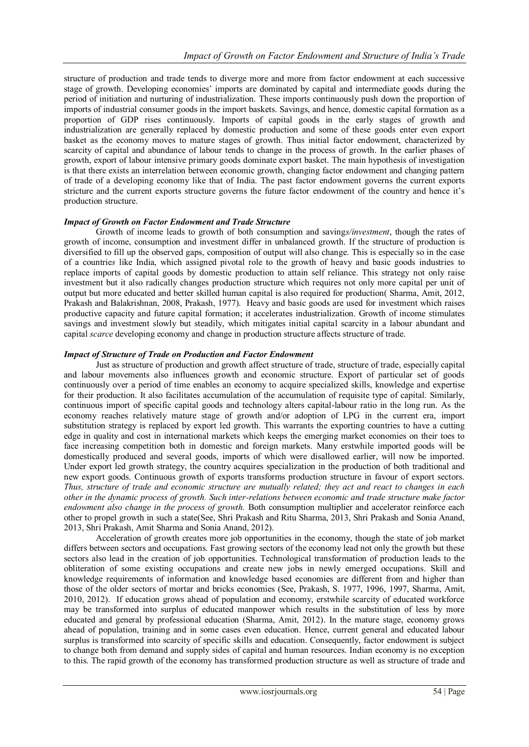structure of production and trade tends to diverge more and more from factor endowment at each successive stage of growth. Developing economies' imports are dominated by capital and intermediate goods during the period of initiation and nurturing of industrialization. These imports continuously push down the proportion of imports of industrial consumer goods in the import baskets. Savings, and hence, domestic capital formation as a proportion of GDP rises continuously. Imports of capital goods in the early stages of growth and industrialization are generally replaced by domestic production and some of these goods enter even export basket as the economy moves to mature stages of growth. Thus initial factor endowment, characterized by scarcity of capital and abundance of labour tends to change in the process of growth. In the earlier phases of growth, export of labour intensive primary goods dominate export basket. The main hypothesis of investigation is that there exists an interrelation between economic growth, changing factor endowment and changing pattern of trade of a developing economy like that of India. The past factor endowment governs the current exports stricture and the current exports structure governs the future factor endowment of the country and hence it's production structure.

***Impact of Growth on Factor Endowment and Trade Structure***

Growth of income leads to growth of both consumption and saving*s/investment*, though the rates of growth of income, consumption and investment differ in unbalanced growth. If the structure of production is diversified to fill up the observed gaps, composition of output will also change. This is especially so in the case of a countrie*s* like India, which assigned pivotal role to the growth of heavy and basic goods industries to replace imports of capital goods by domestic production to attain self reliance. This strategy not only raise investment but it also radically changes production structure which requires not only more capital per unit of output but more educated and better skilled human capital is also required for production( Sharma, Amit, 2012, Prakash and Balakrishnan, 2008, Prakash, 1977). Heavy and basic goods are used for investment which raises productive capacity and future capital formation; it accelerates industrialization. Growth of income stimulates savings and investment slowly but steadily, which mitigates initial capital scarcity in a labour abundant and capital *scarce* developing economy and change in production structure affects structure of trade.

***Impact of Structure of Trade on Production and Factor Endowment***

Just as structure of production and growth affect structure of trade, structure of trade, especially capital and labour movements also influences growth and economic structure. Export of particular set of goods continuously over a period of time enables an economy to acquire specialized skills, knowledge and expertise for their production. It also facilitates accumulation of the accumulation of requisite type of capital. Similarly, continuous import of specific capital goods and technology alters capital-labour ratio in the long run. As the economy reaches relatively mature stage of growth and/or adoption of LPG in the current era, import substitution strategy is replaced by export led growth. This warrants the exporting countries to have a cutting edge in quality and cost in international markets which keeps the emerging market economies on their toes to face increasing competition both in domestic and foreign markets. Many erstwhile imported goods will be domestically produced and several goods, imports of which were disallowed earlier, will now be imported. Under export led growth strategy, the country acquires specialization in the production of both traditional and new export goods. Continuous growth of exports transforms production structure in favour of export sectors. *Thus, structure of trade and economic structure are mutually related; they act and react to changes in each other in the dynamic process of growth. Such inter-relations between economic and trade structure make factor endowment also change in the process of growth.* Both consumption multiplier and accelerator reinforce each other to propel growth in such a state(See, Shri Prakash and Ritu Sharma, 2013, Shri Prakash and Sonia Anand, 2013, Shri Prakash, Amit Sharma and Sonia Anand, 2012).

Acceleration of growth creates more job opportunities in the economy, though the state of job market differs between sectors and occupations. Fast growing sectors of the economy lead not only the growth but these sectors also lead in the creation of job opportunities. Technological transformation of production leads to the obliteration of some existing occupations and create new jobs in newly emerged occupations. Skill and knowledge requirements of information and knowledge based economies are different from and higher than those of the older sectors of mortar and bricks economies (See, Prakash, S. 1977, 1996, 1997, Sharma, Amit, 2010, 2012). If education grows ahead of population and economy, erstwhile scarcity of educated workforce may be transformed into surplus of educated manpower which results in the substitution of less by more educated and general by professional education (Sharma, Amit, 2012). In the mature stage, economy grows ahead of population, training and in some cases even education. Hence, current general and educated labour surplus is transformed into scarcity of specific skills and education. Consequently, factor endowment is subject to change both from demand and supply sides of capital and human resources. Indian economy is no exception to this. The rapid growth of the economy has transformed production structure as well as structure of trade and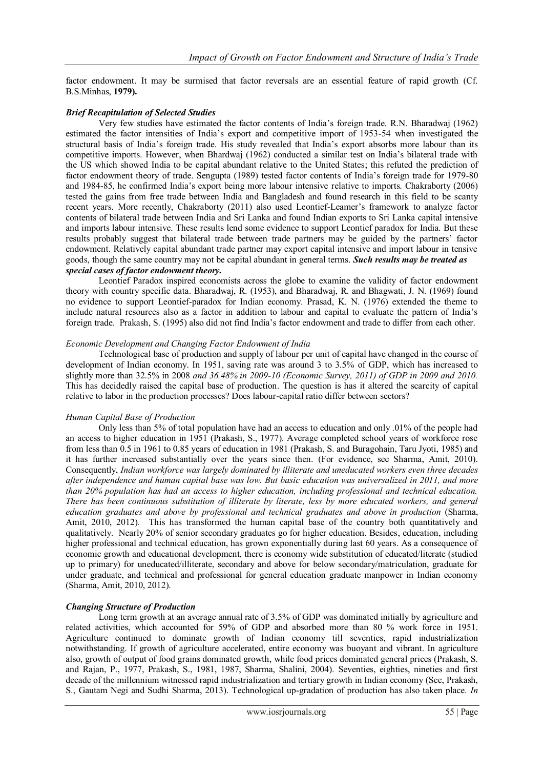factor endowment. It may be surmised that factor reversals are an essential feature of rapid growth (Cf. B.S.Minhas, **1979).**

### *Brief Recapitulation of Selected Studies*

Very few studies have estimated the factor contents of India's foreign trade. R.N. Bharadwaj (1962) estimated the factor intensities of India's export and competitive import of 1953-54 when investigated the structural basis of India's foreign trade. His study revealed that India's export absorbs more labour than its competitive imports. However, when Bhardwaj (1962) conducted a similar test on India's bilateral trade with the US which showed India to be capital abundant relative to the United States; this refuted the prediction of factor endowment theory of trade. Sengupta (1989) tested factor contents of India's foreign trade for 1979-80 and 1984-85, he confirmed India's export being more labour intensive relative to imports. Chakraborty (2006) tested the gains from free trade between India and Bangladesh and found research in this field to be scanty recent years. More recently, Chakraborty (2011) also used Leontief-Leamer's framework to analyze factor contents of bilateral trade between India and Sri Lanka and found Indian exports to Sri Lanka capital intensive and imports labour intensive. These results lend some evidence to support Leontief paradox for India. But these results probably suggest that bilateral trade between trade partners may be guided by the partners' factor endowment. Relatively capital abundant trade partner may export capital intensive and import labour in tensive goods, though the same country may not be capital abundant in general terms. ***Such results may be treated as special cases of factor endowment theory.***

Leontief Paradox inspired economists across the globe to examine the validity of factor endowment theory with country specific data. Bharadwaj, R. (1953), and Bharadwaj, R. and Bhagwati, J. N. (1969) found no evidence to support Leontief-paradox for Indian economy. Prasad, K. N. (1976) extended the theme to include natural resources also as a factor in addition to labour and capital to evaluate the pattern of India's foreign trade. Prakash, S. (1995) also did not find India's factor endowment and trade to differ from each other.

### *Economic Development and Changing Factor Endowment of India*

Technological base of production and supply of labour per unit of capital have changed in the course of development of Indian economy. In 1951, saving rate was around 3 to 3.5% of GDP, which has increased to slightly more than 32.5% in 2008 *and 36.48% in 2009-10 (Economic Survey, 2011) of GDP in 2009 and 2010.* This has decidedly raised the capital base of production. The question is has it altered the scarcity of capital relative to labor in the production processes? Does labour-capital ratio differ between sectors?

### *Human Capital Base of Production*

Only less than 5% of total population have had an access to education and only .01% of the people had an access to higher education in 1951 (Prakash, S., 1977). Average completed school years of workforce rose from less than 0.5 in 1961 to 0.85 years of education in 1981 (Prakash, S. and Buragohain, Taru Jyoti, 1985) and it has further increased substantially over the years since then. (For evidence, see Sharma, Amit, 2010). Consequently, *Indian workforce was largely dominated by illiterate and uneducated workers even three decades after independence and human capital base was low. But basic education was universalized in 2011, and more than 20% population has had an access to higher education, including professional and technical education. There has been continuous substitution of illiterate by literate, less by more educated workers, and general education graduates and above by professional and technical graduates and above in production* (Sharma, Amit, 2010, 2012)*.* This has transformed the human capital base of the country both quantitatively and qualitatively. Nearly 20% of senior secondary graduates go for higher education. Besides, education, including higher professional and technical education, has grown exponentially during last 60 years. As a consequence of economic growth and educational development, there is economy wide substitution of educated/literate (studied up to primary) for uneducated/illiterate, secondary and above for below secondary/matriculation, graduate for under graduate, and technical and professional for general education graduate manpower in Indian economy (Sharma, Amit, 2010, 2012).

### *Changing Structure of Production*

Long term growth at an average annual rate of 3.5% of GDP was dominated initially by agriculture and related activities, which accounted for 59% of GDP and absorbed more than 80 % work force in 1951. Agriculture continued to dominate growth of Indian economy till seventies, rapid industrialization notwithstanding. If growth of agriculture accelerated, entire economy was buoyant and vibrant. In agriculture also, growth of output of food grains dominated growth, while food prices dominated general prices (Prakash, S. and Rajan, P., 1977, Prakash, S., 1981, 1987, Sharma, Shalini, 2004). Seventies, eighties, nineties and first decade of the millennium witnessed rapid industrialization and tertiary growth in Indian economy (See, Prakash, S., Gautam Negi and Sudhi Sharma, 2013). Technological up-gradation of production has also taken place. *In*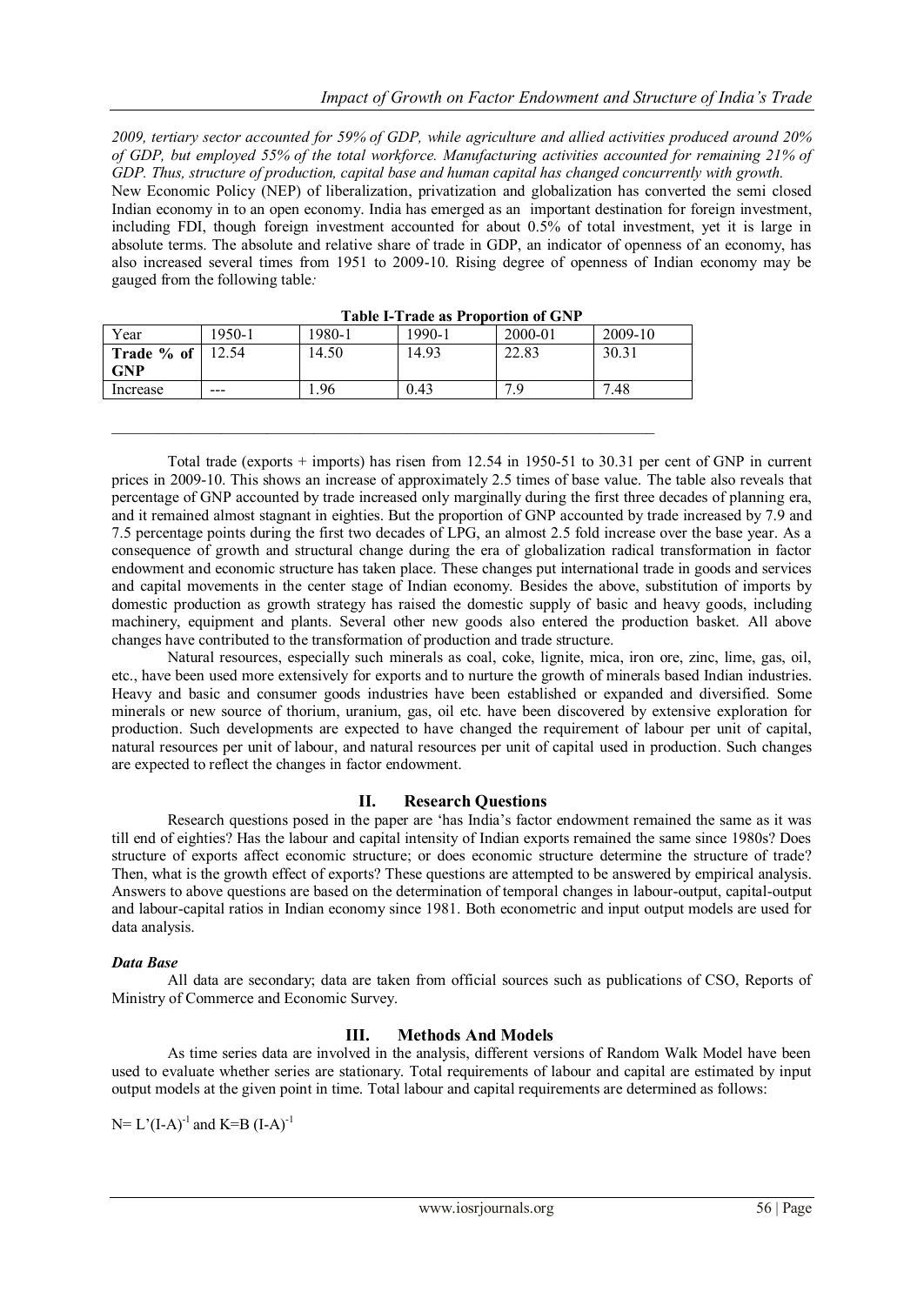*2009, tertiary sector accounted for 59% of GDP, while agriculture and allied activities produced around 20% of GDP, but employed 55% of the total workforce. Manufacturing activities accounted for remaining 21% of GDP. Thus, structure of production, capital base and human capital has changed concurrently with growth.*

New Economic Policy (NEP) of liberalization, privatization and globalization has converted the semi closed Indian economy in to an open economy. India has emerged as an important destination for foreign investment, including FDI, though foreign investment accounted for about 0.5% of total investment, yet it is large in absolute terms. The absolute and relative share of trade in GDP, an indicator of openness of an economy, has also increased several times from 1951 to 2009-10. Rising degree of openness of Indian economy may be gauged from the following table*:*

**Table I-Trade as Proportion of GNP**

| Year | 1950-1 | 1980-1 | 1990-1 | 2000-01 | 2009-10 |
|---|---|---|---|---|---|
| **Trade % of GNP** | 12.54 | 14.50 | 14.93 | 22.83 | 30.31 |
| Increase | --- | 1.96 | 0.43 | 7.9 | 7.48 |

Total trade (exports + imports) has risen from 12.54 in 1950-51 to 30.31 per cent of GNP in current prices in 2009-10. This shows an increase of approximately 2.5 times of base value. The table also reveals that percentage of GNP accounted by trade increased only marginally during the first three decades of planning era, and it remained almost stagnant in eighties. But the proportion of GNP accounted by trade increased by 7.9 and 7.5 percentage points during the first two decades of LPG, an almost 2.5 fold increase over the base year. As a consequence of growth and structural change during the era of globalization radical transformation in factor endowment and economic structure has taken place. These changes put international trade in goods and services and capital movements in the center stage of Indian economy. Besides the above, substitution of imports by domestic production as growth strategy has raised the domestic supply of basic and heavy goods, including machinery, equipment and plants. Several other new goods also entered the production basket. All above changes have contributed to the transformation of production and trade structure.

Natural resources, especially such minerals as coal, coke, lignite, mica, iron ore, zinc, lime, gas, oil, etc., have been used more extensively for exports and to nurture the growth of minerals based Indian industries. Heavy and basic and consumer goods industries have been established or expanded and diversified. Some minerals or new source of thorium, uranium, gas, oil etc. have been discovered by extensive exploration for production. Such developments are expected to have changed the requirement of labour per unit of capital, natural resources per unit of labour, and natural resources per unit of capital used in production. Such changes are expected to reflect the changes in factor endowment.

## II. Research Questions

Research questions posed in the paper are 'has India's factor endowment remained the same as it was till end of eighties? Has the labour and capital intensity of Indian exports remained the same since 1980s? Does structure of exports affect economic structure; or does economic structure determine the structure of trade? Then, what is the growth effect of exports? These questions are attempted to be answered by empirical analysis. Answers to above questions are based on the determination of temporal changes in labour-output, capital-output and labour-capital ratios in Indian economy since 1981. Both econometric and input output models are used for data analysis.

### *Data Base*

All data are secondary; data are taken from official sources such as publications of CSO, Reports of Ministry of Commerce and Economic Survey.

## III. Methods And Models

As time series data are involved in the analysis, different versions of Random Walk Model have been used to evaluate whether series are stationary. Total requirements of labour and capital are estimated by input output models at the given point in time. Total labour and capital requirements are determined as follows:

$N = L'(I-A)^{-1}$ and $K = B\,(I-A)^{-1}$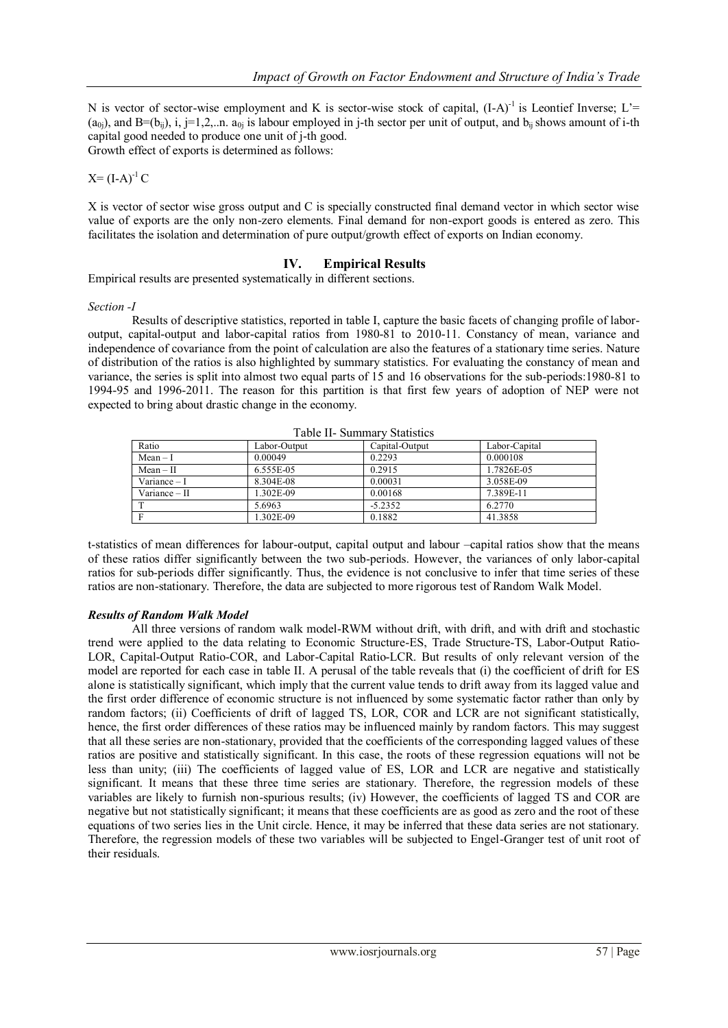N is vector of sector-wise employment and K is sector-wise stock of capital, $(I-A)^{-1}$ is Leontief Inverse; L'= $(a_{0j})$, and B=$(b_{ij})$, i, j=1,2,..n. $a_{0j}$ is labour employed in j-th sector per unit of output, and $b_{ij}$ shows amount of i-th capital good needed to produce one unit of j-th good.
Growth effect of exports is determined as follows:

$$X= (I-A)^{-1} C$$

X is vector of sector wise gross output and C is specially constructed final demand vector in which sector wise value of exports are the only non-zero elements. Final demand for non-export goods is entered as zero. This facilitates the isolation and determination of pure output/growth effect of exports on Indian economy.

## IV. Empirical Results

Empirical results are presented systematically in different sections.

*Section -I*

Results of descriptive statistics, reported in table I, capture the basic facets of changing profile of labor-output, capital-output and labor-capital ratios from 1980-81 to 2010-11. Constancy of mean, variance and independence of covariance from the point of calculation are also the features of a stationary time series. Nature of distribution of the ratios is also highlighted by summary statistics. For evaluating the constancy of mean and variance, the series is split into almost two equal parts of 15 and 16 observations for the sub-periods:1980-81 to 1994-95 and 1996-2011. The reason for this partition is that first few years of adoption of NEP were not expected to bring about drastic change in the economy.

Table II- Summary Statistics

| Ratio | Labor-Output | Capital-Output | Labor-Capital |
|---|---|---|---|
| Mean – I | 0.00049 | 0.2293 | 0.000108 |
| Mean – II | 6.555E-05 | 0.2915 | 1.7826E-05 |
| Variance – I | 8.304E-08 | 0.00031 | 3.058E-09 |
| Variance – II | 1.302E-09 | 0.00168 | 7.389E-11 |
| T | 5.6963 | -5.2352 | 6.2770 |
| F | 1.302E-09 | 0.1882 | 41.3858 |

t-statistics of mean differences for labour-output, capital output and labour –capital ratios show that the means of these ratios differ significantly between the two sub-periods. However, the variances of only labor-capital ratios for sub-periods differ significantly. Thus, the evidence is not conclusive to infer that time series of these ratios are non-stationary. Therefore, the data are subjected to more rigorous test of Random Walk Model.

***Results of Random Walk Model***

All three versions of random walk model-RWM without drift, with drift, and with drift and stochastic trend were applied to the data relating to Economic Structure-ES, Trade Structure-TS, Labor-Output Ratio-LOR, Capital-Output Ratio-COR, and Labor-Capital Ratio-LCR. But results of only relevant version of the model are reported for each case in table II. A perusal of the table reveals that (i) the coefficient of drift for ES alone is statistically significant, which imply that the current value tends to drift away from its lagged value and the first order difference of economic structure is not influenced by some systematic factor rather than only by random factors; (ii) Coefficients of drift of lagged TS, LOR, COR and LCR are not significant statistically, hence, the first order differences of these ratios may be influenced mainly by random factors. This may suggest that all these series are non-stationary, provided that the coefficients of the corresponding lagged values of these ratios are positive and statistically significant. In this case, the roots of these regression equations will not be less than unity; (iii) The coefficients of lagged value of ES, LOR and LCR are negative and statistically significant. It means that these three time series are stationary. Therefore, the regression models of these variables are likely to furnish non-spurious results; (iv) However, the coefficients of lagged TS and COR are negative but not statistically significant; it means that these coefficients are as good as zero and the root of these equations of two series lies in the Unit circle. Hence, it may be inferred that these data series are not stationary. Therefore, the regression models of these two variables will be subjected to Engel-Granger test of unit root of their residuals.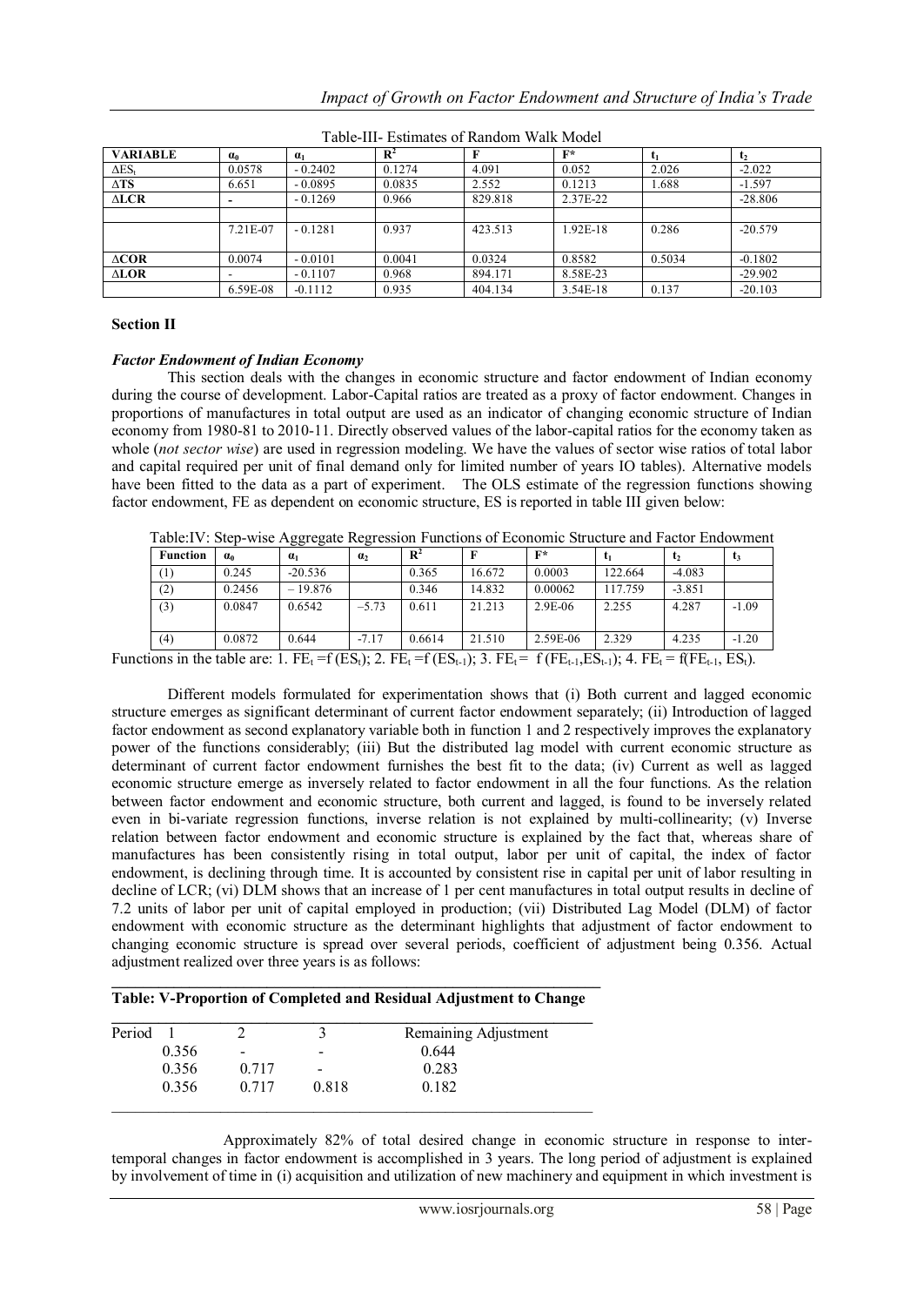Table-III- Estimates of Random Walk Model

| VARIABLE | $\alpha_0$ | $\alpha_1$ | $R^2$ | F | F* | $t_1$ | $t_2$ |
|---|---|---|---|---|---|---|---|
| $\Delta ES_t$ | 0.0578 | - 0.2402 | 0.1274 | 4.091 | 0.052 | 2.026 | -2.022 |
| $\Delta TS$ | 6.651 | - 0.0895 | 0.0835 | 2.552 | 0.1213 | 1.688 | -1.597 |
| $\Delta LCR$ | - | - 0.1269 | 0.966 | 829.818 | 2.37E-22 | | -28.806 |
| | | | | | | | |
| | 7.21E-07 | - 0.1281 | 0.937 | 423.513 | 1.92E-18 | 0.286 | -20.579 |
| $\Delta COR$ | 0.0074 | - 0.0101 | 0.0041 | 0.0324 | 0.8582 | 0.5034 | -0.1802 |
| $\Delta LOR$ | - | - 0.1107 | 0.968 | 894.171 | 8.58E-23 | | -29.902 |
| | 6.59E-08 | -0.1112 | 0.935 | 404.134 | 3.54E-18 | 0.137 | -20.103 |

**Section II**

***Factor Endowment of Indian Economy***

This section deals with the changes in economic structure and factor endowment of Indian economy during the course of development. Labor-Capital ratios are treated as a proxy of factor endowment. Changes in proportions of manufactures in total output are used as an indicator of changing economic structure of Indian economy from 1980-81 to 2010-11. Directly observed values of the labor-capital ratios for the economy taken as whole (*not sector wise*) are used in regression modeling. We have the values of sector wise ratios of total labor and capital required per unit of final demand only for limited number of years IO tables). Alternative models have been fitted to the data as a part of experiment. The OLS estimate of the regression functions showing factor endowment, FE as dependent on economic structure, ES is reported in table III given below:

Table:IV: Step-wise Aggregate Regression Functions of Economic Structure and Factor Endowment

| Function | $\alpha_0$ | $\alpha_1$ | $\alpha_2$ | $R^2$ | F | F* | $t_1$ | $t_2$ | $t_3$ |
|---|---|---|---|---|---|---|---|---|---|
| (1) | 0.245 | -20.536 | | 0.365 | 16.672 | 0.0003 | 122.664 | -4.083 | |
| (2) | 0.2456 | – 19.876 | | 0.346 | 14.832 | 0.00062 | 117.759 | -3.851 | |
| (3) | 0.0847 | 0.6542 | –5.73 | 0.611 | 21.213 | 2.9E-06 | 2.255 | 4.287 | -1.09 |
| (4) | 0.0872 | 0.644 | -7.17 | 0.6614 | 21.510 | 2.59E-06 | 2.329 | 4.235 | -1.20 |

Functions in the table are: 1. $FE_t = f(ES_t)$; 2. $FE_t = f(ES_{t-1})$; 3. $FE_t = f(FE_{t-1}, ES_{t-1})$; 4. $FE_t = f(FE_{t-1}, ES_t)$.

Different models formulated for experimentation shows that (i) Both current and lagged economic structure emerges as significant determinant of current factor endowment separately; (ii) Introduction of lagged factor endowment as second explanatory variable both in function 1 and 2 respectively improves the explanatory power of the functions considerably; (iii) But the distributed lag model with current economic structure as determinant of current factor endowment furnishes the best fit to the data; (iv) Current as well as lagged economic structure emerge as inversely related to factor endowment in all the four functions. As the relation between factor endowment and economic structure, both current and lagged, is found to be inversely related even in bi-variate regression functions, inverse relation is not explained by multi-collinearity; (v) Inverse relation between factor endowment and economic structure is explained by the fact that, whereas share of manufactures has been consistently rising in total output, labor per unit of capital, the index of factor endowment, is declining through time. It is accounted by consistent rise in capital per unit of labor resulting in decline of LCR; (vi) DLM shows that an increase of 1 per cent manufactures in total output results in decline of 7.2 units of labor per unit of capital employed in production; (vii) Distributed Lag Model (DLM) of factor endowment with economic structure as the determinant highlights that adjustment of factor endowment to changing economic structure is spread over several periods, coefficient of adjustment being 0.356. Actual adjustment realized over three years is as follows:

**Table: V-Proportion of Completed and Residual Adjustment to Change**

| Period 1 | 2 | 3 | Remaining Adjustment |
|---|---|---|---|
| 0.356 | - | - | 0.644 |
| 0.356 | 0.717 | - | 0.283 |
| 0.356 | 0.717 | 0.818 | 0.182 |

Approximately 82% of total desired change in economic structure in response to inter-temporal changes in factor endowment is accomplished in 3 years. The long period of adjustment is explained by involvement of time in (i) acquisition and utilization of new machinery and equipment in which investment is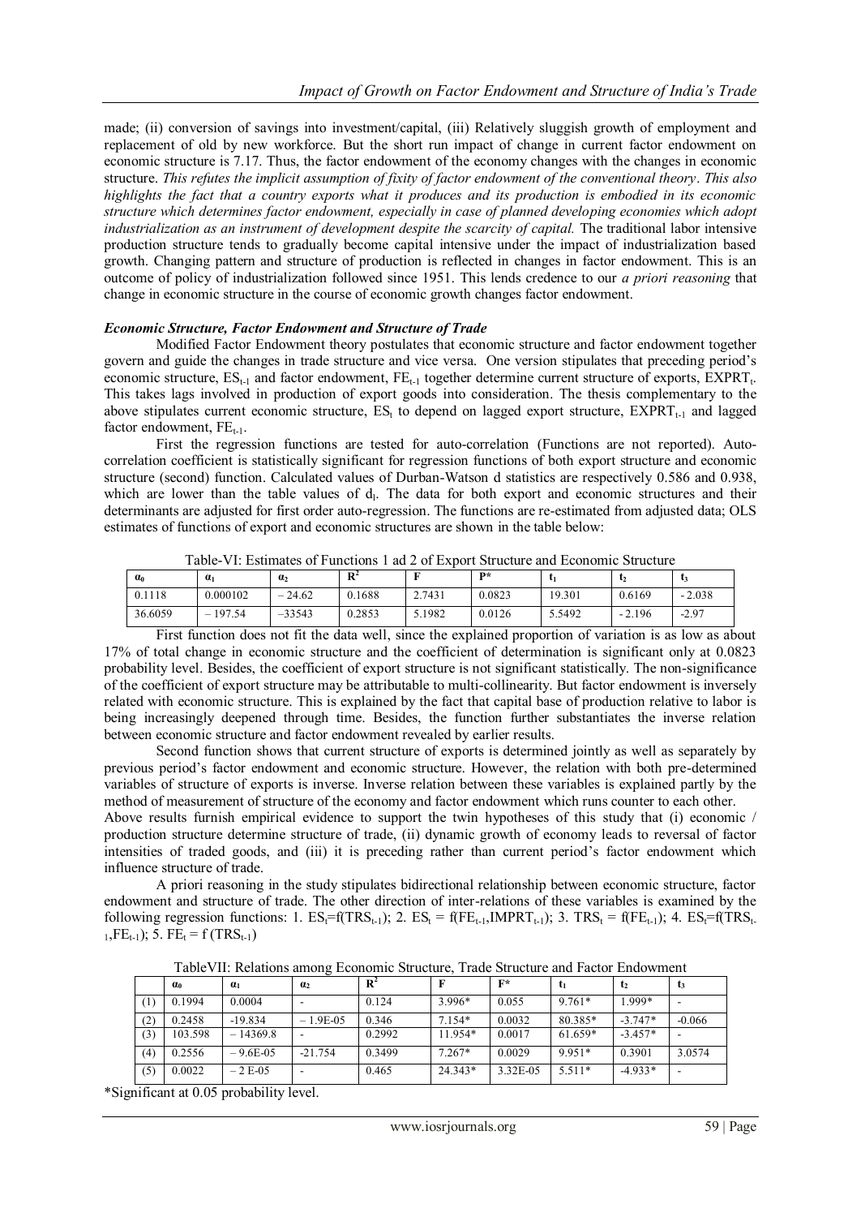made; (ii) conversion of savings into investment/capital, (iii) Relatively sluggish growth of employment and replacement of old by new workforce. But the short run impact of change in current factor endowment on economic structure is 7.17. Thus, the factor endowment of the economy changes with the changes in economic structure. *This refutes the implicit assumption of fixity of factor endowment of the conventional theory*. *This also highlights the fact that a country exports what it produces and its production is embodied in its economic structure which determines factor endowment, especially in case of planned developing economies which adopt industrialization as an instrument of development despite the scarcity of capital.* The traditional labor intensive production structure tends to gradually become capital intensive under the impact of industrialization based growth. Changing pattern and structure of production is reflected in changes in factor endowment. This is an outcome of policy of industrialization followed since 1951. This lends credence to our *a priori reasoning* that change in economic structure in the course of economic growth changes factor endowment.

### *Economic Structure, Factor Endowment and Structure of Trade*

Modified Factor Endowment theory postulates that economic structure and factor endowment together govern and guide the changes in trade structure and vice versa. One version stipulates that preceding period's economic structure, $ES_{t-1}$ and factor endowment, $FE_{t-1}$ together determine current structure of exports, $EXPRT_t$. This takes lags involved in production of export goods into consideration. The thesis complementary to the above stipulates current economic structure, $ES_t$ to depend on lagged export structure, $EXPRT_{t-1}$ and lagged factor endowment, $FE_{t-1}$.

First the regression functions are tested for auto-correlation (Functions are not reported). Auto-correlation coefficient is statistically significant for regression functions of both export structure and economic structure (second) function. Calculated values of Durban-Watson d statistics are respectively 0.586 and 0.938, which are lower than the table values of $d_l$. The data for both export and economic structures and their determinants are adjusted for first order auto-regression. The functions are re-estimated from adjusted data; OLS estimates of functions of export and economic structures are shown in the table below:

Table-VI: Estimates of Functions 1 ad 2 of Export Structure and Economic Structure

| $\alpha_0$ | $\alpha_1$ | $\alpha_2$ | $R^2$ | F | P* | $t_1$ | $t_2$ | $t_3$ |
|---|---|---|---|---|---|---|---|---|
| 0.1118 | 0.000102 | – 24.62 | 0.1688 | 2.7431 | 0.0823 | 19.301 | 0.6169 | - 2.038 |
| 36.6059 | – 197.54 | –33543 | 0.2853 | 5.1982 | 0.0126 | 5.5492 | - 2.196 | -2.97 |

First function does not fit the data well, since the explained proportion of variation is as low as about 17% of total change in economic structure and the coefficient of determination is significant only at 0.0823 probability level. Besides, the coefficient of export structure is not significant statistically. The non-significance of the coefficient of export structure may be attributable to multi-collinearity. But factor endowment is inversely related with economic structure. This is explained by the fact that capital base of production relative to labor is being increasingly deepened through time. Besides, the function further substantiates the inverse relation between economic structure and factor endowment revealed by earlier results.

Second function shows that current structure of exports is determined jointly as well as separately by previous period's factor endowment and economic structure. However, the relation with both pre-determined variables of structure of exports is inverse. Inverse relation between these variables is explained partly by the method of measurement of structure of the economy and factor endowment which runs counter to each other.

Above results furnish empirical evidence to support the twin hypotheses of this study that (i) economic / production structure determine structure of trade, (ii) dynamic growth of economy leads to reversal of factor intensities of traded goods, and (iii) it is preceding rather than current period's factor endowment which influence structure of trade.

A priori reasoning in the study stipulates bidirectional relationship between economic structure, factor endowment and structure of trade. The other direction of inter-relations of these variables is examined by the following regression functions: 1. $ES_t = f(TRS_{t-1})$; 2. $ES_t = f(FE_{t-1}, IMPRT_{t-1})$; 3. $TRS_t = f(FE_{t-1})$; 4. $ES_t = f(TRS_{t-1}, FE_{t-1})$; 5. $FE_t = f(TRS_{t-1})$

TableVII: Relations among Economic Structure, Trade Structure and Factor Endowment

| | $\alpha_0$ | $\alpha_1$ | $\alpha_2$ | $R^2$ | F | F* | $t_1$ | $t_2$ | $t_3$ |
|---|---|---|---|---|---|---|---|---|---|
| (1) | 0.1994 | 0.0004 | - | 0.124 | 3.996* | 0.055 | 9.761* | 1.999* | - |
| (2) | 0.2458 | -19.834 | – 1.9E-05 | 0.346 | 7.154* | 0.0032 | 80.385* | -3.747* | -0.066 |
| (3) | 103.598 | – 14369.8 | - | 0.2992 | 11.954* | 0.0017 | 61.659* | -3.457* | - |
| (4) | 0.2556 | – 9.6E-05 | -21.754 | 0.3499 | 7.267* | 0.0029 | 9.951* | 0.3901 | 3.0574 |
| (5) | 0.0022 | – 2 E-05 | - | 0.465 | 24.343* | 3.32E-05 | 5.511* | -4.933* | - |

*Significant at 0.05 probability level.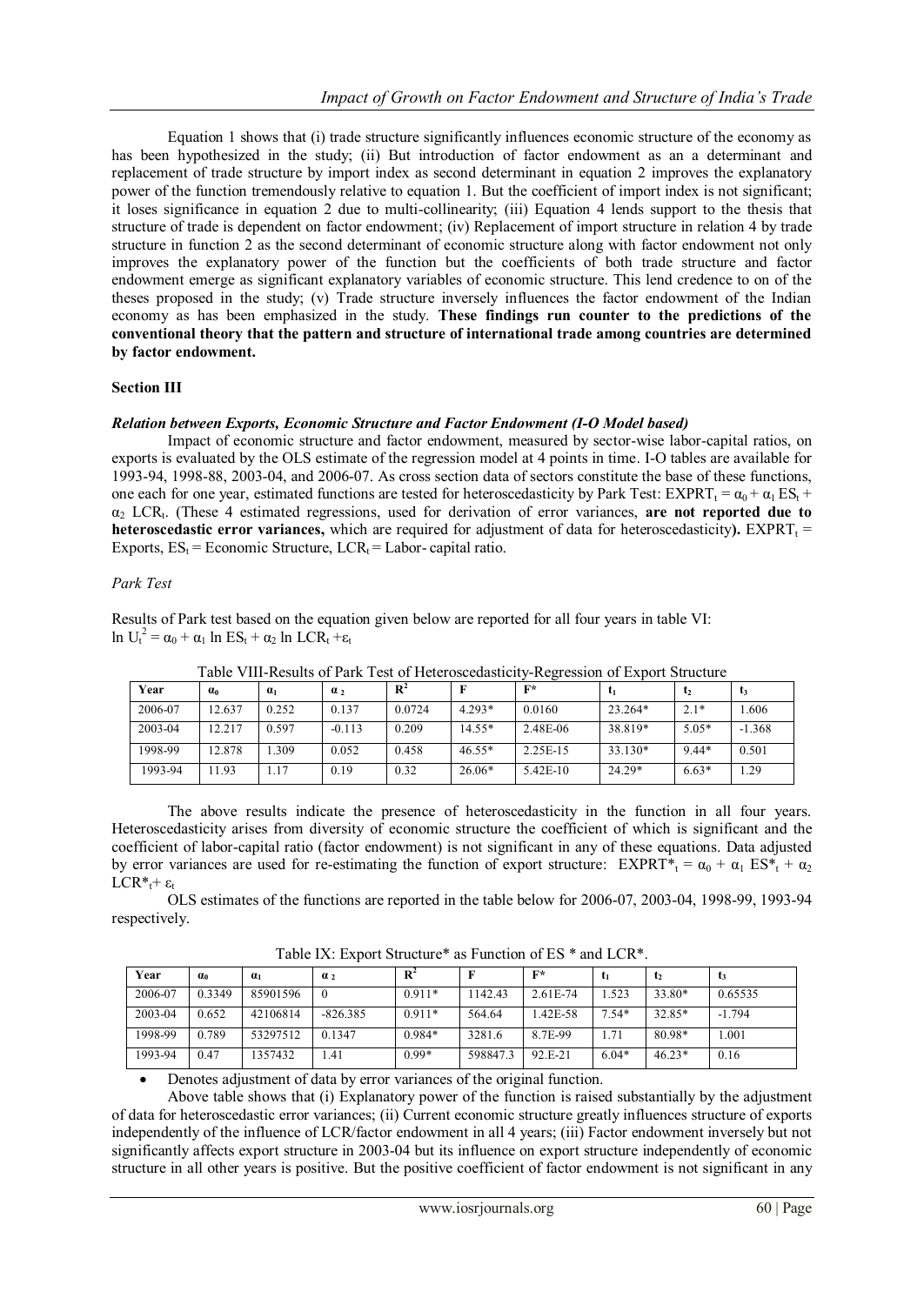Equation 1 shows that (i) trade structure significantly influences economic structure of the economy as has been hypothesized in the study; (ii) But introduction of factor endowment as an a determinant and replacement of trade structure by import index as second determinant in equation 2 improves the explanatory power of the function tremendously relative to equation 1. But the coefficient of import index is not significant; it loses significance in equation 2 due to multi-collinearity; (iii) Equation 4 lends support to the thesis that structure of trade is dependent on factor endowment; (iv) Replacement of import structure in relation 4 by trade structure in function 2 as the second determinant of economic structure along with factor endowment not only improves the explanatory power of the function but the coefficients of both trade structure and factor endowment emerge as significant explanatory variables of economic structure. This lend credence to on of the theses proposed in the study; (v) Trade structure inversely influences the factor endowment of the Indian economy as has been emphasized in the study. **These findings run counter to the predictions of the conventional theory that the pattern and structure of international trade among countries are determined by factor endowment.**

**Section III**

***Relation between Exports, Economic Structure and Factor Endowment (I-O Model based)***

Impact of economic structure and factor endowment, measured by sector-wise labor-capital ratios, on exports is evaluated by the OLS estimate of the regression model at 4 points in time. I-O tables are available for 1993-94, 1998-88, 2003-04, and 2006-07. As cross section data of sectors constitute the base of these functions, one each for one year, estimated functions are tested for heteroscedasticity by Park Test: $EXPRT_t = \alpha_0 + \alpha_1 ES_t + \alpha_2 LCR_t$. (These 4 estimated regressions, used for derivation of error variances, **are not reported due to heteroscedastic error variances,** which are required for adjustment of data for heteroscedasticity**).** $EXPRT_t$ = Exports, $ES_t$ = Economic Structure, $LCR_t$ = Labor- capital ratio.

*Park Test*

Results of Park test based on the equation given below are reported for all four years in table VI:
$\ln U_t^2 = \alpha_0 + \alpha_1 \ln ES_t + \alpha_2 \ln LCR_t + \varepsilon_t$

Table VIII-Results of Park Test of Heteroscedasticity-Regression of Export Structure

| Year | $\alpha_0$ | $\alpha_1$ | $\alpha_2$ | $R^2$ | F | F* | $t_1$ | $t_2$ | $t_3$ |
|---|---|---|---|---|---|---|---|---|---|
| 2006-07 | 12.637 | 0.252 | 0.137 | 0.0724 | 4.293* | 0.0160 | 23.264* | 2.1* | 1.606 |
| 2003-04 | 12.217 | 0.597 | -0.113 | 0.209 | 14.55* | 2.48E-06 | 38.819* | 5.05* | -1.368 |
| 1998-99 | 12.878 | 1.309 | 0.052 | 0.458 | 46.55* | 2.25E-15 | 33.130* | 9.44* | 0.501 |
| 1993-94 | 11.93 | 1.17 | 0.19 | 0.32 | 26.06* | 5.42E-10 | 24.29* | 6.63* | 1.29 |

The above results indicate the presence of heteroscedasticity in the function in all four years. Heteroscedasticity arises from diversity of economic structure the coefficient of which is significant and the coefficient of labor-capital ratio (factor endowment) is not significant in any of these equations. Data adjusted by error variances are used for re-estimating the function of export structure: $EXPRT^*_t = \alpha_0 + \alpha_1 ES^*_t + \alpha_2 LCR^*_t + \varepsilon_t$

OLS estimates of the functions are reported in the table below for 2006-07, 2003-04, 1998-99, 1993-94 respectively.

Table IX: Export Structure* as Function of ES * and LCR*.

| Year | $\alpha_0$ | $\alpha_1$ | $\alpha_2$ | $R^2$ | F | F* | $t_1$ | $t_2$ | $t_3$ |
|---|---|---|---|---|---|---|---|---|---|
| 2006-07 | 0.3349 | 85901596 | 0 | 0.911* | 1142.43 | 2.61E-74 | 1.523 | 33.80* | 0.65535 |
| 2003-04 | 0.652 | 42106814 | -826.385 | 0.911* | 564.64 | 1.42E-58 | 7.54* | 32.85* | -1.794 |
| 1998-99 | 0.789 | 53297512 | 0.1347 | 0.984* | 3281.6 | 8.7E-99 | 1.71 | 80.98* | 1.001 |
| 1993-94 | 0.47 | 1357432 | 1.41 | 0.99* | 598847.3 | 92.E-21 | 6.04* | 46.23* | 0.16 |

- Denotes adjustment of data by error variances of the original function.

Above table shows that (i) Explanatory power of the function is raised substantially by the adjustment of data for heteroscedastic error variances; (ii) Current economic structure greatly influences structure of exports independently of the influence of LCR/factor endowment in all 4 years; (iii) Factor endowment inversely but not significantly affects export structure in 2003-04 but its influence on export structure independently of economic structure in all other years is positive. But the positive coefficient of factor endowment is not significant in any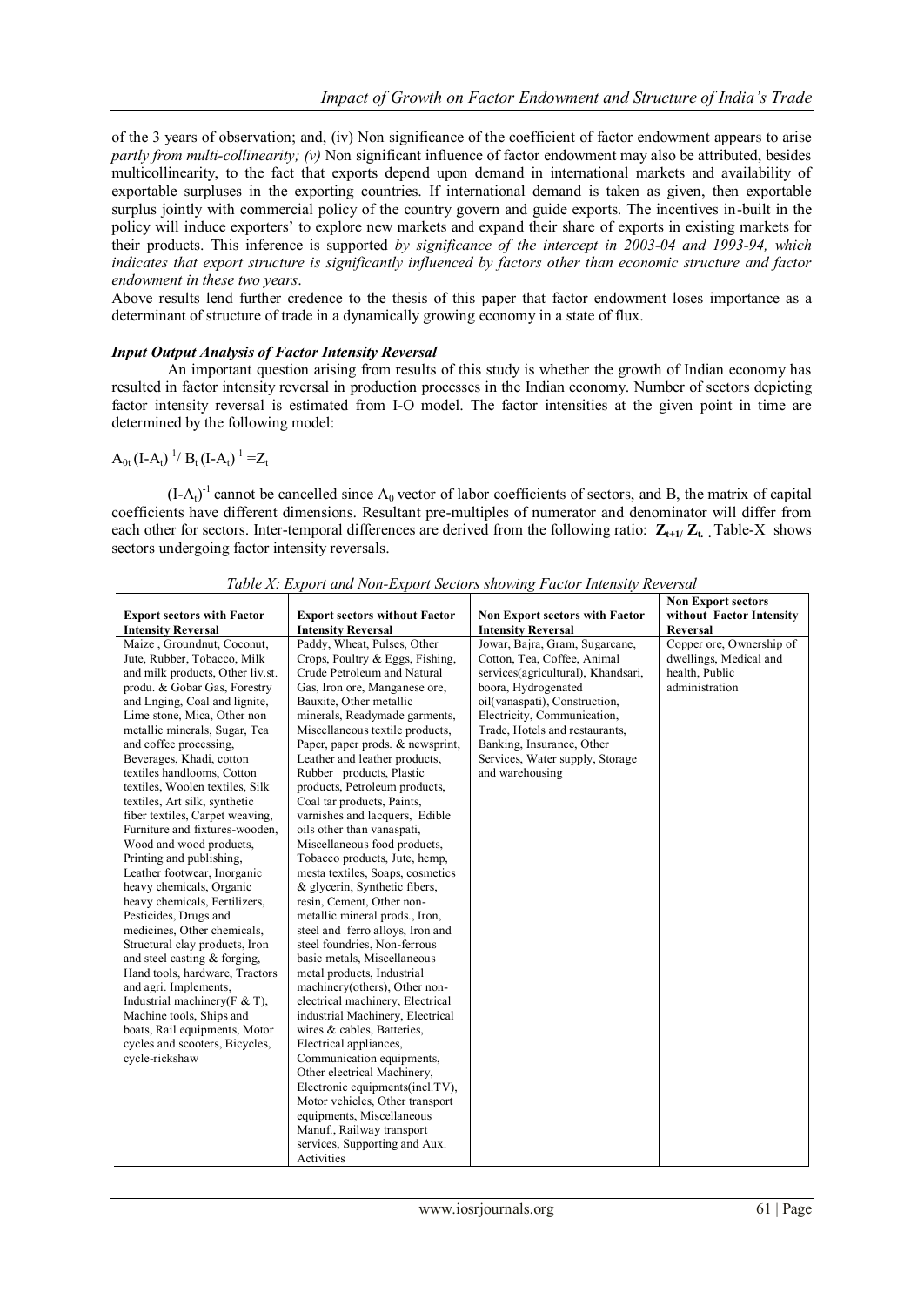of the 3 years of observation; and, (iv) Non significance of the coefficient of factor endowment appears to arise *partly from multi-collinearity; (v)* Non significant influence of factor endowment may also be attributed, besides multicollinearity, to the fact that exports depend upon demand in international markets and availability of exportable surpluses in the exporting countries. If international demand is taken as given, then exportable surplus jointly with commercial policy of the country govern and guide exports. The incentives in-built in the policy will induce exporters' to explore new markets and expand their share of exports in existing markets for their products. This inference is supported *by significance of the intercept in 2003-04 and 1993-94, which indicates that export structure is significantly influenced by factors other than economic structure and factor endowment in these two years*.

Above results lend further credence to the thesis of this paper that factor endowment loses importance as a determinant of structure of trade in a dynamically growing economy in a state of flux.

### *Input Output Analysis of Factor Intensity Reversal*

An important question arising from results of this study is whether the growth of Indian economy has resulted in factor intensity reversal in production processes in the Indian economy. Number of sectors depicting factor intensity reversal is estimated from I-O model. The factor intensities at the given point in time are determined by the following model:

$$A_{0t}\,(I-A_t)^{-1} / \,B_t\,(I-A_t)^{-1} = Z_t$$

$(I-A_t)^{-1}$ cannot be cancelled since $A_0$ vector of labor coefficients of sectors, and B, the matrix of capital coefficients have different dimensions. Resultant pre-multiples of numerator and denominator will differ from each other for sectors. Inter-temporal differences are derived from the following ratio: $\mathbf{Z_{t+1}/\,Z_t}$. Table-X shows sectors undergoing factor intensity reversals.

*Table X: Export and Non-Export Sectors showing Factor Intensity Reversal*

| **Export sectors with Factor Intensity Reversal** | **Export sectors without Factor Intensity Reversal** | **Non Export sectors with Factor Intensity Reversal** | **Non Export sectors without Factor Intensity Reversal** |
|---|---|---|---|
| Maize , Groundnut, Coconut, Jute, Rubber, Tobacco, Milk and milk products, Other liv.st. produ. & Gobar Gas, Forestry and Lnging, Coal and lignite, Lime stone, Mica, Other non metallic minerals, Sugar, Tea and coffee processing, Beverages, Khadi, cotton textiles handlooms, Cotton textiles, Woolen textiles, Silk textiles, Art silk, synthetic fiber textiles, Carpet weaving, Furniture and fixtures-wooden, Wood and wood products, Printing and publishing, Leather footwear, Inorganic heavy chemicals, Organic heavy chemicals, Fertilizers, Pesticides, Drugs and medicines, Other chemicals, Structural clay products, Iron and steel casting & forging, Hand tools, hardware, Tractors and agri. Implements, Industrial machinery(F & T), Machine tools, Ships and boats, Rail equipments, Motor cycles and scooters, Bicycles, cycle-rickshaw | Paddy, Wheat, Pulses, Other Crops, Poultry & Eggs, Fishing, Crude Petroleum and Natural Gas, Iron ore, Manganese ore, Bauxite, Other metallic minerals, Readymade garments, Miscellaneous textile products, Paper, paper prods. & newsprint, Leather and leather products, Rubber products, Plastic products, Petroleum products, Coal tar products, Paints, varnishes and lacquers, Edible oils other than vanaspati, Miscellaneous food products, Tobacco products, Jute, hemp, mesta textiles, Soaps, cosmetics & glycerin, Synthetic fibers, resin, Cement, Other non-metallic mineral prods., Iron, steel and ferro alloys, Iron and steel foundries, Non-ferrous basic metals, Miscellaneous metal products, Industrial machinery(others), Other non-electrical machinery, Electrical industrial Machinery, Electrical wires & cables, Batteries, Electrical appliances, Communication equipments, Other electrical Machinery, Electronic equipments(incl.TV), Motor vehicles, Other transport equipments, Miscellaneous Manuf., Railway transport services, Supporting and Aux. Activities | Jowar, Bajra, Gram, Sugarcane, Cotton, Tea, Coffee, Animal services(agricultural), Khandsari, boora, Hydrogenated oil(vanaspati), Construction, Electricity, Communication, Trade, Hotels and restaurants, Banking, Insurance, Other Services, Water supply, Storage and warehousing | Copper ore, Ownership of dwellings, Medical and health, Public administration |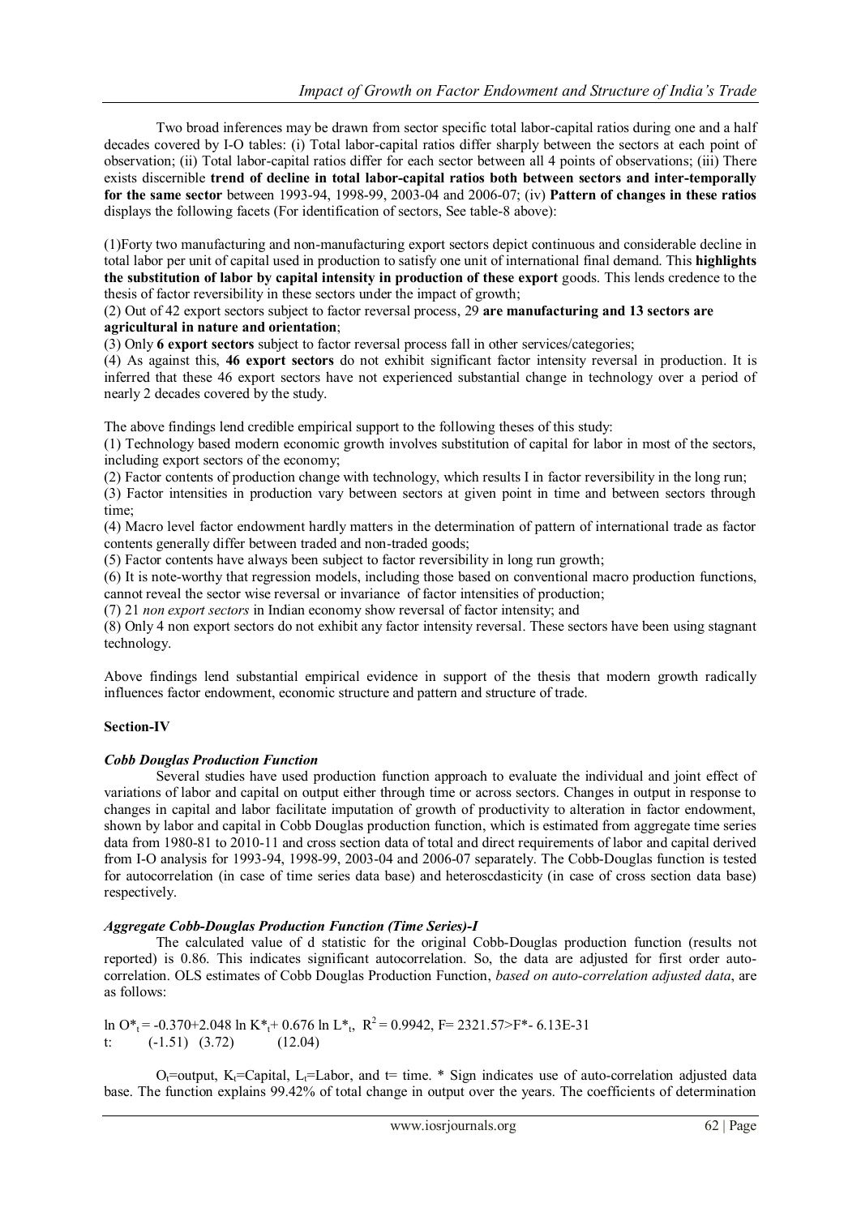Two broad inferences may be drawn from sector specific total labor-capital ratios during one and a half decades covered by I-O tables: (i) Total labor-capital ratios differ sharply between the sectors at each point of observation; (ii) Total labor-capital ratios differ for each sector between all 4 points of observations; (iii) There exists discernible **trend of decline in total labor-capital ratios both between sectors and inter-temporally for the same sector** between 1993-94, 1998-99, 2003-04 and 2006-07; (iv) **Pattern of changes in these ratios** displays the following facets (For identification of sectors, See table-8 above):

(1)Forty two manufacturing and non-manufacturing export sectors depict continuous and considerable decline in total labor per unit of capital used in production to satisfy one unit of international final demand. This **highlights the substitution of labor by capital intensity in production of these export** goods. This lends credence to the thesis of factor reversibility in these sectors under the impact of growth;

(2) Out of 42 export sectors subject to factor reversal process, 29 **are manufacturing and 13 sectors are agricultural in nature and orientation**;

(3) Only **6 export sectors** subject to factor reversal process fall in other services/categories;

(4) As against this, **46 export sectors** do not exhibit significant factor intensity reversal in production. It is inferred that these 46 export sectors have not experienced substantial change in technology over a period of nearly 2 decades covered by the study.

The above findings lend credible empirical support to the following theses of this study:

(1) Technology based modern economic growth involves substitution of capital for labor in most of the sectors, including export sectors of the economy;

(2) Factor contents of production change with technology, which results I in factor reversibility in the long run;

(3) Factor intensities in production vary between sectors at given point in time and between sectors through time;

(4) Macro level factor endowment hardly matters in the determination of pattern of international trade as factor contents generally differ between traded and non-traded goods;

(5) Factor contents have always been subject to factor reversibility in long run growth;

(6) It is note-worthy that regression models, including those based on conventional macro production functions, cannot reveal the sector wise reversal or invariance of factor intensities of production;

(7) 21 *non export sectors* in Indian economy show reversal of factor intensity; and

(8) Only 4 non export sectors do not exhibit any factor intensity reversal. These sectors have been using stagnant technology.

Above findings lend substantial empirical evidence in support of the thesis that modern growth radically influences factor endowment, economic structure and pattern and structure of trade.

## Section-IV

### *Cobb Douglas Production Function*

Several studies have used production function approach to evaluate the individual and joint effect of variations of labor and capital on output either through time or across sectors. Changes in output in response to changes in capital and labor facilitate imputation of growth of productivity to alteration in factor endowment, shown by labor and capital in Cobb Douglas production function, which is estimated from aggregate time series data from 1980-81 to 2010-11 and cross section data of total and direct requirements of labor and capital derived from I-O analysis for 1993-94, 1998-99, 2003-04 and 2006-07 separately. The Cobb-Douglas function is tested for autocorrelation (in case of time series data base) and heteroscdasticity (in case of cross section data base) respectively.

### *Aggregate Cobb-Douglas Production Function (Time Series)-I*

The calculated value of d statistic for the original Cobb-Douglas production function (results not reported) is 0.86. This indicates significant autocorrelation. So, the data are adjusted for first order auto-correlation. OLS estimates of Cobb Douglas Production Function, *based on auto-correlation adjusted data*, are as follows:

$$\ln O^*_t = -0.370 + 2.048 \ln K^*_t + 0.676 \ln L^*_t, \quad R^2 = 0.9942, \; F = 2321.57 > F^* \text{- } 6.13E\text{-}31$$

$$t: \quad (-1.51) \quad (3.72) \quad (12.04)$$

$O_t$=output, $K_t$=Capital, $L_t$=Labor, and t= time. * Sign indicates use of auto-correlation adjusted data base. The function explains 99.42% of total change in output over the years. The coefficients of determination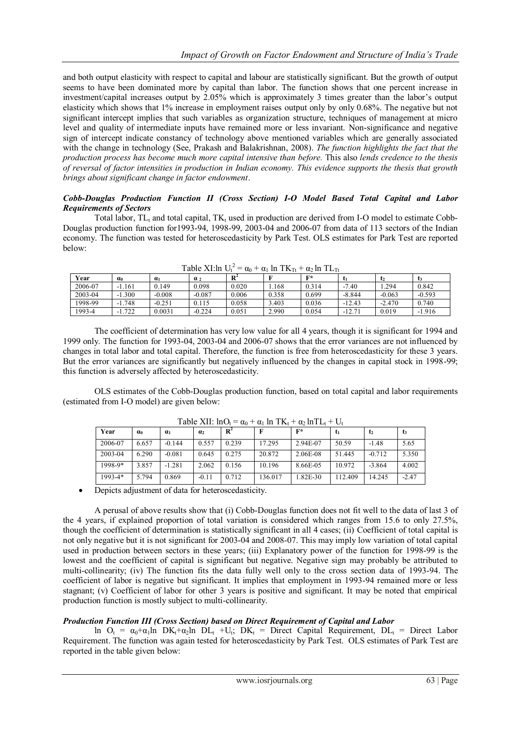and both output elasticity with respect to capital and labour are statistically significant. But the growth of output seems to have been dominated more by capital than labor. The function shows that one percent increase in investment/capital increases output by 2.05% which is approximately 3 times greater than the labor's output elasticity which shows that 1% increase in employment raises output only by only 0.68%. The negative but not significant intercept implies that such variables as organization structure, techniques of management at micro level and quality of intermediate inputs have remained more or less invariant. Non-significance and negative sign of intercept indicate constancy of technology above mentioned variables which are generally associated with the change in technology (See, Prakash and Balakrishnan, 2008). *The function highlights the fact that the production process has become much more capital intensive than before.* This also *lends credence to the thesis of reversal of factor intensities in production in Indian economy. This evidence supports the thesis that growth brings about significant change in factor endowment*.

### *Cobb-Douglas Production Function II (Cross Section) I-O Model Based Total Capital and Labor Requirements of Sectors*

Total labor, $TL_t$ and total capital, $TK_t$ used in production are derived from I-O model to estimate Cobb-Douglas production function for1993-94, 1998-99, 2003-04 and 2006-07 from data of 113 sectors of the Indian economy. The function was tested for heteroscedasticity by Park Test. OLS estimates for Park Test are reported below:

Table XI: $\ln U_t^2 = \alpha_0 + \alpha_1 \ln TK_{Tt} + \alpha_2 \ln TL_{Tt}$

| Year | $\alpha_0$ | $\alpha_1$ | $\alpha_2$ | $R^2$ | F | F* | $t_1$ | $t_2$ | $t_3$ |
|---|---|---|---|---|---|---|---|---|---|
| 2006-07 | -1.161 | 0.149 | 0.098 | 0.020 | 1.168 | 0.314 | -7.40 | 1.294 | 0.842 |
| 2003-04 | -1.300 | -0.008 | -0.087 | 0.006 | 0.358 | 0.699 | -8.844 | -0.063 | -0.593 |
| 1998-99 | -1.748 | -0.251 | 0.115 | 0.058 | 3.403 | 0.036 | -12.43 | -2.470 | 0.740 |
| 1993-4 | -1.722 | 0.0031 | -0.224 | 0.051 | 2.990 | 0.054 | -12.71 | 0.019 | -1.916 |

The coefficient of determination has very low value for all 4 years, though it is significant for 1994 and 1999 only. The function for 1993-04, 2003-04 and 2006-07 shows that the error variances are not influenced by changes in total labor and total capital. Therefore, the function is free from heteroscedasticity for these 3 years. But the error variances are significantly but negatively influenced by the changes in capital stock in 1998-99; this function is adversely affected by heteroscedasticity.

OLS estimates of the Cobb-Douglas production function, based on total capital and labor requirements (estimated from I-O model) are given below:

Table XII: $\ln O_t = \alpha_0 + \alpha_1 \ln TK_t + \alpha_2 \ln TL_t + U_t$

| Year | $\alpha_0$ | $\alpha_1$ | $\alpha_2$ | $R^2$ | F | F* | $t_1$ | $t_2$ | $t_3$ |
|---|---|---|---|---|---|---|---|---|---|
| 2006-07 | 6.657 | -0.144 | 0.557 | 0.239 | 17.295 | 2.94E-07 | 50.59 | -1.48 | 5.65 |
| 2003-04 | 6.290 | -0.081 | 0.645 | 0.275 | 20.872 | 2.06E-08 | 51.445 | -0.712 | 5.350 |
| 1998-9* | 3.857 | -1.281 | 2.062 | 0.156 | 10.196 | 8.66E-05 | 10.972 | -3.864 | 4.002 |
| 1993-4* | 5.794 | 0.869 | -0.11 | 0.712 | 136.017 | 1.82E-30 | 112.409 | 14.245 | -2.47 |

- Depicts adjustment of data for heteroscedasticity.

A perusal of above results show that (i) Cobb-Douglas function does not fit well to the data of last 3 of the 4 years, if explained proportion of total variation is considered which ranges from 15.6 to only 27.5%, though the coefficient of determination is statistically significant in all 4 cases; (ii) Coefficient of total capital is not only negative but it is not significant for 2003-04 and 2008-07. This may imply low variation of total capital used in production between sectors in these years; (iii) Explanatory power of the function for 1998-99 is the lowest and the coefficient of capital is significant but negative. Negative sign may probably be attributed to multi-collinearity; (iv) The function fits the data fully well only to the cross section data of 1993-94. The coefficient of labor is negative but significant. It implies that employment in 1993-94 remained more or less stagnant; (v) Coefficient of labor for other 3 years is positive and significant. It may be noted that empirical production function is mostly subject to multi-collinearity.

### *Production Function III (Cross Section) based on Direct Requirement of Capital and Labor*

$\ln O_t = \alpha_0 + \alpha_1 \ln DK_t + \alpha_2 \ln DL_t + U_t$; $DK_t$ = Direct Capital Requirement, $DL_t$ = Direct Labor Requirement. The function was again tested for heteroscedasticity by Park Test. OLS estimates of Park Test are reported in the table given below: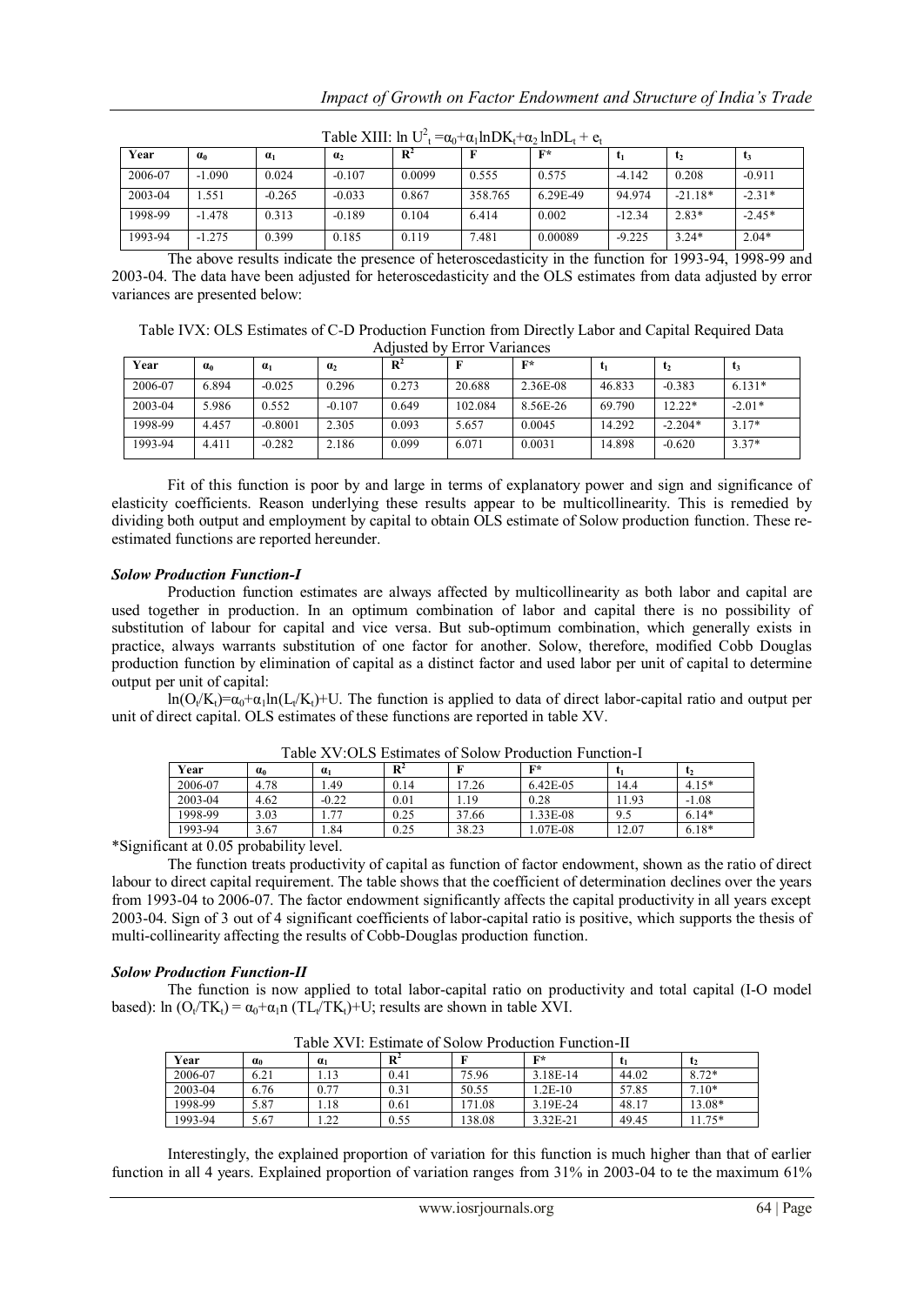Table XIII: $\ln U^2_t = \alpha_0 + \alpha_1 \ln DK_t + \alpha_2 \ln DL_t + e_t$

| Year | $\alpha_0$ | $\alpha_1$ | $\alpha_2$ | $R^2$ | F | F* | $t_1$ | $t_2$ | $t_3$ |
|---|---|---|---|---|---|---|---|---|---|
| 2006-07 | -1.090 | 0.024 | -0.107 | 0.0099 | 0.555 | 0.575 | -4.142 | 0.208 | -0.911 |
| 2003-04 | 1.551 | -0.265 | -0.033 | 0.867 | 358.765 | 6.29E-49 | 94.974 | -21.18* | -2.31* |
| 1998-99 | -1.478 | 0.313 | -0.189 | 0.104 | 6.414 | 0.002 | -12.34 | 2.83* | -2.45* |
| 1993-94 | -1.275 | 0.399 | 0.185 | 0.119 | 7.481 | 0.00089 | -9.225 | 3.24* | 2.04* |

The above results indicate the presence of heteroscedasticity in the function for 1993-94, 1998-99 and 2003-04. The data have been adjusted for heteroscedasticity and the OLS estimates from data adjusted by error variances are presented below:

Table IVX: OLS Estimates of C-D Production Function from Directly Labor and Capital Required Data Adjusted by Error Variances

| Year | $\alpha_0$ | $\alpha_1$ | $\alpha_2$ | $R^2$ | F | F* | $t_1$ | $t_2$ | $t_3$ |
|---|---|---|---|---|---|---|---|---|---|
| 2006-07 | 6.894 | -0.025 | 0.296 | 0.273 | 20.688 | 2.36E-08 | 46.833 | -0.383 | 6.131* |
| 2003-04 | 5.986 | 0.552 | -0.107 | 0.649 | 102.084 | 8.56E-26 | 69.790 | 12.22* | -2.01* |
| 1998-99 | 4.457 | -0.8001 | 2.305 | 0.093 | 5.657 | 0.0045 | 14.292 | -2.204* | 3.17* |
| 1993-94 | 4.411 | -0.282 | 2.186 | 0.099 | 6.071 | 0.0031 | 14.898 | -0.620 | 3.37* |

Fit of this function is poor by and large in terms of explanatory power and sign and significance of elasticity coefficients. Reason underlying these results appear to be multicollinearity. This is remedied by dividing both output and employment by capital to obtain OLS estimate of Solow production function. These re-estimated functions are reported hereunder.

***Solow Production Function-I***

Production function estimates are always affected by multicollinearity as both labor and capital are used together in production. In an optimum combination of labor and capital there is no possibility of substitution of labour for capital and vice versa. But sub-optimum combination, which generally exists in practice, always warrants substitution of one factor for another. Solow, therefore, modified Cobb Douglas production function by elimination of capital as a distinct factor and used labor per unit of capital to determine output per unit of capital:

$\ln(O_t/K_t)=\alpha_0+\alpha_1\ln(L_t/K_t)+U$. The function is applied to data of direct labor-capital ratio and output per unit of direct capital. OLS estimates of these functions are reported in table XV.

Table XV:OLS Estimates of Solow Production Function-I

| Year | $\alpha_0$ | $\alpha_1$ | $R^2$ | F | F* | $t_1$ | $t_2$ |
|---|---|---|---|---|---|---|---|
| 2006-07 | 4.78 | 1.49 | 0.14 | 17.26 | 6.42E-05 | 14.4 | 4.15* |
| 2003-04 | 4.62 | -0.22 | 0.01 | 1.19 | 0.28 | 11.93 | -1.08 |
| 1998-99 | 3.03 | 1.77 | 0.25 | 37.66 | 1.33E-08 | 9.5 | 6.14* |
| 1993-94 | 3.67 | 1.84 | 0.25 | 38.23 | 1.07E-08 | 12.07 | 6.18* |

*Significant at 0.05 probability level.

The function treats productivity of capital as function of factor endowment, shown as the ratio of direct labour to direct capital requirement. The table shows that the coefficient of determination declines over the years from 1993-04 to 2006-07. The factor endowment significantly affects the capital productivity in all years except 2003-04. Sign of 3 out of 4 significant coefficients of labor-capital ratio is positive, which supports the thesis of multi-collinearity affecting the results of Cobb-Douglas production function.

***Solow Production Function-II***

The function is now applied to total labor-capital ratio on productivity and total capital (I-O model based): $\ln(O_t/TK_t) = \alpha_0+\alpha_1 n\,(TL_t/TK_t)+U$; results are shown in table XVI.

Table XVI: Estimate of Solow Production Function-II

| Year | $\alpha_0$ | $\alpha_1$ | $R^2$ | F | F* | $t_1$ | $t_2$ |
|---|---|---|---|---|---|---|---|
| 2006-07 | 6.21 | 1.13 | 0.41 | 75.96 | 3.18E-14 | 44.02 | 8.72* |
| 2003-04 | 6.76 | 0.77 | 0.31 | 50.55 | 1.2E-10 | 57.85 | 7.10* |
| 1998-99 | 5.87 | 1.18 | 0.61 | 171.08 | 3.19E-24 | 48.17 | 13.08* |
| 1993-94 | 5.67 | 1.22 | 0.55 | 138.08 | 3.32E-21 | 49.45 | 11.75* |

Interestingly, the explained proportion of variation for this function is much higher than that of earlier function in all 4 years. Explained proportion of variation ranges from 31% in 2003-04 to te the maximum 61%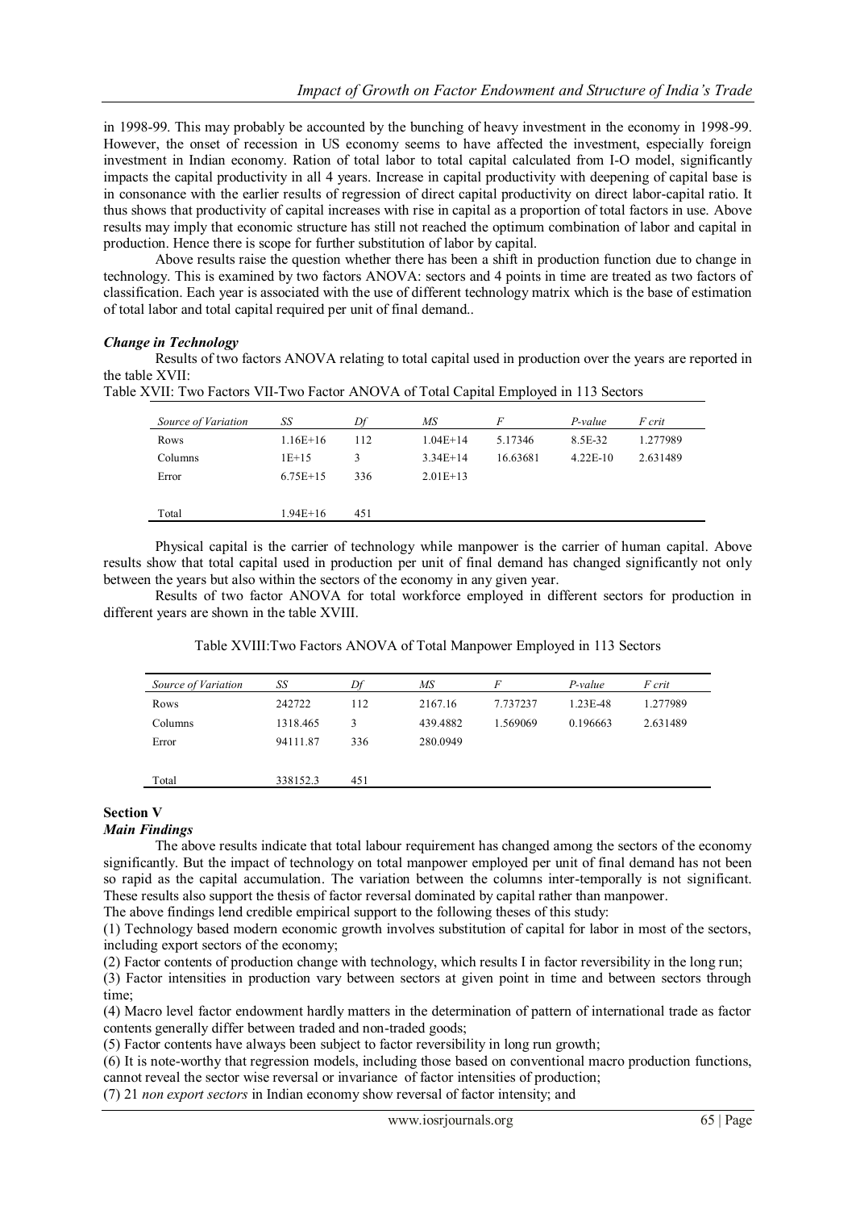in 1998-99. This may probably be accounted by the bunching of heavy investment in the economy in 1998-99. However, the onset of recession in US economy seems to have affected the investment, especially foreign investment in Indian economy. Ration of total labor to total capital calculated from I-O model, significantly impacts the capital productivity in all 4 years. Increase in capital productivity with deepening of capital base is in consonance with the earlier results of regression of direct capital productivity on direct labor-capital ratio. It thus shows that productivity of capital increases with rise in capital as a proportion of total factors in use. Above results may imply that economic structure has still not reached the optimum combination of labor and capital in production. Hence there is scope for further substitution of labor by capital.

Above results raise the question whether there has been a shift in production function due to change in technology. This is examined by two factors ANOVA: sectors and 4 points in time are treated as two factors of classification. Each year is associated with the use of different technology matrix which is the base of estimation of total labor and total capital required per unit of final demand..

***Change in Technology***

Results of two factors ANOVA relating to total capital used in production over the years are reported in the table XVII:

Table XVII: Two Factors VII-Two Factor ANOVA of Total Capital Employed in 113 Sectors

| *Source of Variation* | *SS* | *Df* | *MS* | *F* | *P-value* | *F crit* |
|---|---|---|---|---|---|---|
| Rows | 1.16E+16 | 112 | 1.04E+14 | 5.17346 | 8.5E-32 | 1.277989 |
| Columns | 1E+15 | 3 | 3.34E+14 | 16.63681 | 4.22E-10 | 2.631489 |
| Error | 6.75E+15 | 336 | 2.01E+13 | | | |
| Total | 1.94E+16 | 451 | | | | |

Physical capital is the carrier of technology while manpower is the carrier of human capital. Above results show that total capital used in production per unit of final demand has changed significantly not only between the years but also within the sectors of the economy in any given year.

Results of two factor ANOVA for total workforce employed in different sectors for production in different years are shown in the table XVIII.

Table XVIII:Two Factors ANOVA of Total Manpower Employed in 113 Sectors

| *Source of Variation* | *SS* | *Df* | *MS* | *F* | *P-value* | *F crit* |
|---|---|---|---|---|---|---|
| Rows | 242722 | 112 | 2167.16 | 7.737237 | 1.23E-48 | 1.277989 |
| Columns | 1318.465 | 3 | 439.4882 | 1.569069 | 0.196663 | 2.631489 |
| Error | 94111.87 | 336 | 280.0949 | | | |
| Total | 338152.3 | 451 | | | | |

## Section V

***Main Findings***

The above results indicate that total labour requirement has changed among the sectors of the economy significantly. But the impact of technology on total manpower employed per unit of final demand has not been so rapid as the capital accumulation. The variation between the columns inter-temporally is not significant. These results also support the thesis of factor reversal dominated by capital rather than manpower.

The above findings lend credible empirical support to the following theses of this study:

(1) Technology based modern economic growth involves substitution of capital for labor in most of the sectors, including export sectors of the economy;

(2) Factor contents of production change with technology, which results I in factor reversibility in the long run;

(3) Factor intensities in production vary between sectors at given point in time and between sectors through time;

(4) Macro level factor endowment hardly matters in the determination of pattern of international trade as factor contents generally differ between traded and non-traded goods;

(5) Factor contents have always been subject to factor reversibility in long run growth;

(6) It is note-worthy that regression models, including those based on conventional macro production functions, cannot reveal the sector wise reversal or invariance of factor intensities of production;

(7) 21 *non export sectors* in Indian economy show reversal of factor intensity; and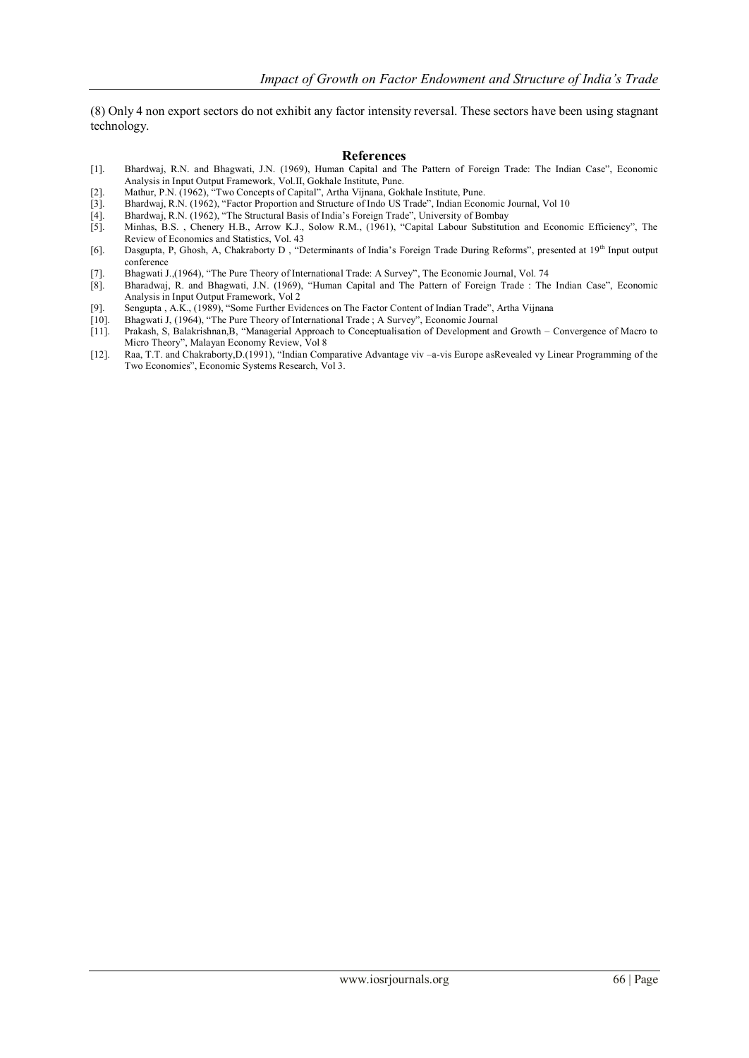(8) Only 4 non export sectors do not exhibit any factor intensity reversal. These sectors have been using stagnant technology.

## References

[1]. Bhardwaj, R.N. and Bhagwati, J.N. (1969), Human Capital and The Pattern of Foreign Trade: The Indian Case", Economic Analysis in Input Output Framework, Vol.II, Gokhale Institute, Pune.

[2]. Mathur, P.N. (1962), "Two Concepts of Capital", Artha Vijnana, Gokhale Institute, Pune.

[3]. Bhardwaj, R.N. (1962), "Factor Proportion and Structure of Indo US Trade", Indian Economic Journal, Vol 10

[4]. Bhardwaj, R.N. (1962), "The Structural Basis of India's Foreign Trade", University of Bombay

[5]. Minhas, B.S. , Chenery H.B., Arrow K.J., Solow R.M., (1961), "Capital Labour Substitution and Economic Efficiency", The Review of Economics and Statistics, Vol. 43

[6]. Dasgupta, P, Ghosh, A, Chakraborty D , "Determinants of India's Foreign Trade During Reforms", presented at 19th Input output conference

[7]. Bhagwati J.,(1964), "The Pure Theory of International Trade: A Survey", The Economic Journal, Vol. 74

[8]. Bharadwaj, R. and Bhagwati, J.N. (1969), "Human Capital and The Pattern of Foreign Trade : The Indian Case", Economic Analysis in Input Output Framework, Vol 2

[9]. Sengupta , A.K., (1989), "Some Further Evidences on The Factor Content of Indian Trade", Artha Vijnana

[10]. Bhagwati J, (1964), "The Pure Theory of International Trade ; A Survey", Economic Journal

[11]. Prakash, S, Balakrishnan,B, "Managerial Approach to Conceptualisation of Development and Growth – Convergence of Macro to Micro Theory", Malayan Economy Review, Vol 8

[12]. Raa, T.T. and Chakraborty,D.(1991), "Indian Comparative Advantage viv –a-vis Europe asRevealed vy Linear Programming of the Two Economies", Economic Systems Research, Vol 3.